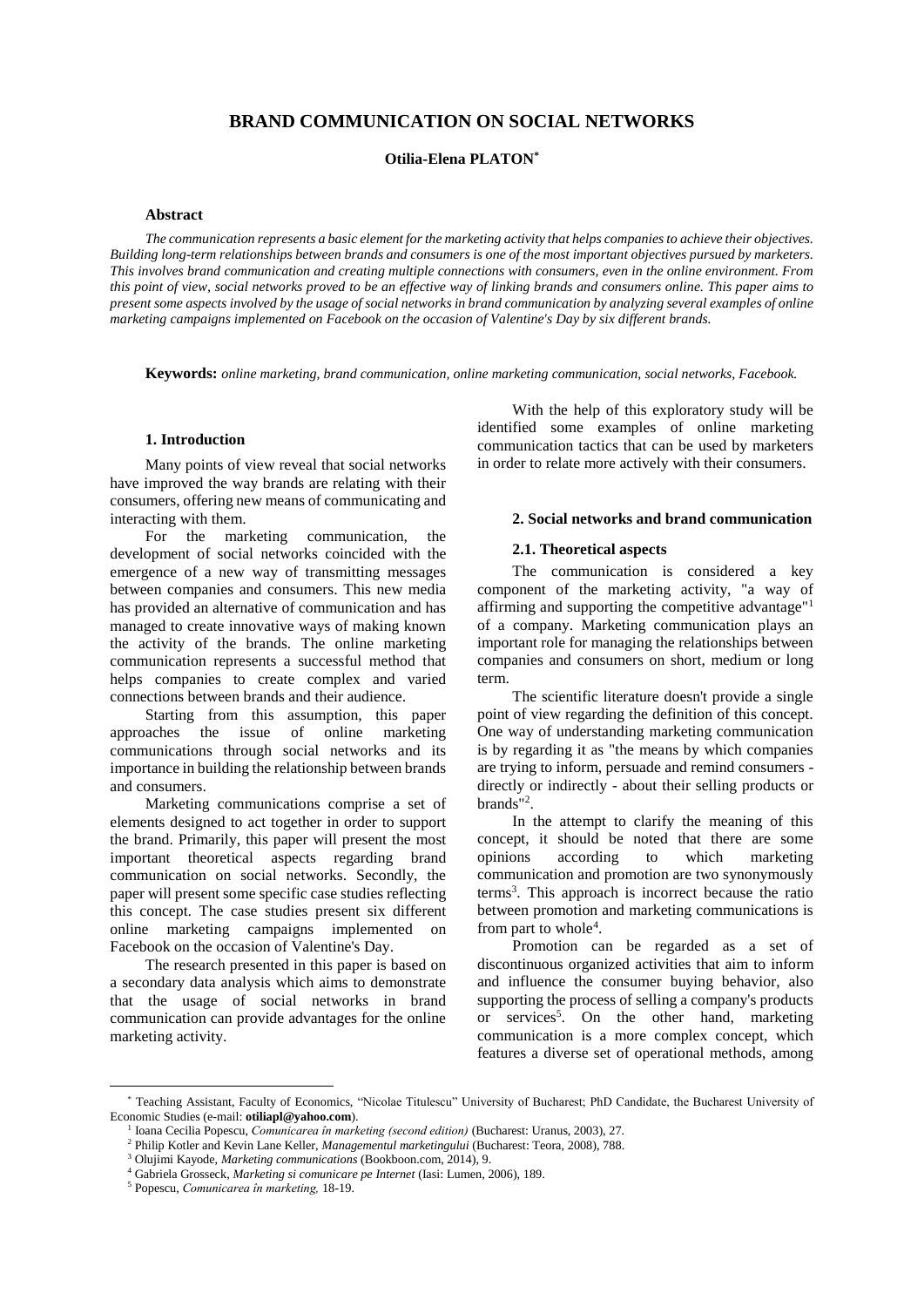# BRAND COMMUNICATION ON SOCIAL NETWORKS

**Otilia-Elena PLATON***

### Abstract

*The communication represents a basic element for the marketing activity that helps companies to achieve their objectives. Building long-term relationships between brands and consumers is one of the most important objectives pursued by marketers. This involves brand communication and creating multiple connections with consumers, even in the online environment. From this point of view, social networks proved to be an effective way of linking brands and consumers online. This paper aims to present some aspects involved by the usage of social networks in brand communication by analyzing several examples of online marketing campaigns implemented on Facebook on the occasion of Valentine's Day by six different brands.*

**Keywords:** *online marketing, brand communication, online marketing communication, social networks, Facebook.*

## 1. Introduction

Many points of view reveal that social networks have improved the way brands are relating with their consumers, offering new means of communicating and interacting with them.

For the marketing communication, the development of social networks coincided with the emergence of a new way of transmitting messages between companies and consumers. This new media has provided an alternative of communication and has managed to create innovative ways of making known the activity of the brands. The online marketing communication represents a successful method that helps companies to create complex and varied connections between brands and their audience.

Starting from this assumption, this paper approaches the issue of online marketing communications through social networks and its importance in building the relationship between brands and consumers.

Marketing communications comprise a set of elements designed to act together in order to support the brand. Primarily, this paper will present the most important theoretical aspects regarding brand communication on social networks. Secondly, the paper will present some specific case studies reflecting this concept. The case studies present six different online marketing campaigns implemented on Facebook on the occasion of Valentine's Day.

The research presented in this paper is based on a secondary data analysis which aims to demonstrate that the usage of social networks in brand communication can provide advantages for the online marketing activity.

With the help of this exploratory study will be identified some examples of online marketing communication tactics that can be used by marketers in order to relate more actively with their consumers.

## 2. Social networks and brand communication

### 2.1. Theoretical aspects

The communication is considered a key component of the marketing activity, "a way of affirming and supporting the competitive advantage"[1] of a company. Marketing communication plays an important role for managing the relationships between companies and consumers on short, medium or long term.

The scientific literature doesn't provide a single point of view regarding the definition of this concept. One way of understanding marketing communication is by regarding it as "the means by which companies are trying to inform, persuade and remind consumers - directly or indirectly - about their selling products or brands"[2].

In the attempt to clarify the meaning of this concept, it should be noted that there are some opinions according to which marketing communication and promotion are two synonymously terms[3]. This approach is incorrect because the ratio between promotion and marketing communications is from part to whole[4].

Promotion can be regarded as a set of discontinuous organized activities that aim to inform and influence the consumer buying behavior, also supporting the process of selling a company's products or services[5]. On the other hand, marketing communication is a more complex concept, which features a diverse set of operational methods, among

---

\* Teaching Assistant, Faculty of Economics, "Nicolae Titulescu" University of Bucharest; PhD Candidate, the Bucharest University of Economic Studies (e-mail: **otiliapl@yahoo.com**).

[1] Ioana Cecilia Popescu, *Comunicarea în marketing (second edition)* (Bucharest: Uranus, 2003), 27.

[2] Philip Kotler and Kevin Lane Keller, *Managementul marketingului* (Bucharest: Teora, 2008), 788.

[3] Olujimi Kayode, *Marketing communications* (Bookboon.com, 2014), 9.

[4] Gabriela Grosseck, *Marketing si comunicare pe Internet* (Iasi: Lumen, 2006), 189.

[5] Popescu, *Comunicarea în marketing,* 18-19.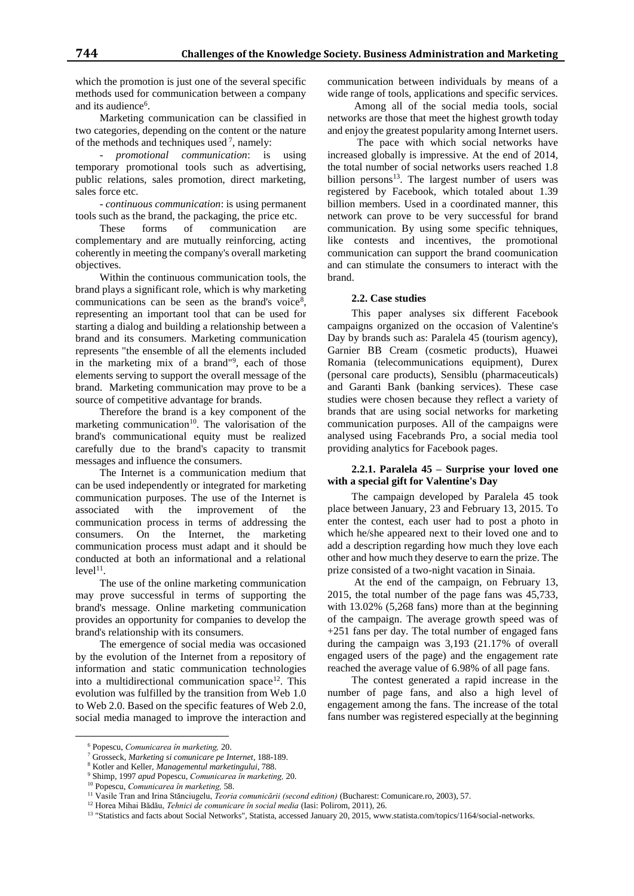which the promotion is just one of the several specific methods used for communication between a company and its audience[6].

Marketing communication can be classified in two categories, depending on the content or the nature of the methods and techniques used[7], namely:

- *promotional communication*: is using temporary promotional tools such as advertising, public relations, sales promotion, direct marketing, sales force etc.

- *continuous communication*: is using permanent tools such as the brand, the packaging, the price etc.

These forms of communication are complementary and are mutually reinforcing, acting coherently in meeting the company's overall marketing objectives.

Within the continuous communication tools, the brand plays a significant role, which is why marketing communications can be seen as the brand's voice[8], representing an important tool that can be used for starting a dialog and building a relationship between a brand and its consumers. Marketing communication represents "the ensemble of all the elements included in the marketing mix of a brand"[9], each of those elements serving to support the overall message of the brand. Marketing communication may prove to be a source of competitive advantage for brands.

Therefore the brand is a key component of the marketing communication[10]. The valorisation of the brand's communicational equity must be realized carefully due to the brand's capacity to transmit messages and influence the consumers.

The Internet is a communication medium that can be used independently or integrated for marketing communication purposes. The use of the Internet is associated with the improvement of the communication process in terms of addressing the consumers. On the Internet, the marketing communication process must adapt and it should be conducted at both an informational and a relational level[11].

The use of the online marketing communication may prove successful in terms of supporting the brand's message. Online marketing communication provides an opportunity for companies to develop the brand's relationship with its consumers.

The emergence of social media was occasioned by the evolution of the Internet from a repository of information and static communication technologies into a multidirectional communication space[12]. This evolution was fulfilled by the transition from Web 1.0 to Web 2.0. Based on the specific features of Web 2.0, social media managed to improve the interaction and communication between individuals by means of a wide range of tools, applications and specific services.

Among all of the social media tools, social networks are those that meet the highest growth today and enjoy the greatest popularity among Internet users.

The pace with which social networks have increased globally is impressive. At the end of 2014, the total number of social networks users reached 1.8 billion persons[13]. The largest number of users was registered by Facebook, which totaled about 1.39 billion members. Used in a coordinated manner, this network can prove to be very successful for brand communication. By using some specific tehniques, like contests and incentives, the promotional communication can support the brand coomunication and can stimulate the consumers to interact with the brand.

#### 2.2. Case studies

This paper analyses six different Facebook campaigns organized on the occasion of Valentine's Day by brands such as: Paralela 45 (tourism agency), Garnier BB Cream (cosmetic products), Huawei Romania (telecommunications equipment), Durex (personal care products), Sensiblu (pharmaceuticals) and Garanti Bank (banking services). These case studies were chosen because they reflect a variety of brands that are using social networks for marketing communication purposes. All of the campaigns were analysed using Facebrands Pro, a social media tool providing analytics for Facebook pages.

##### 2.2.1. Paralela 45 – Surprise your loved one with a special gift for Valentine's Day

The campaign developed by Paralela 45 took place between January, 23 and February 13, 2015. To enter the contest, each user had to post a photo in which he/she appeared next to their loved one and to add a description regarding how much they love each other and how much they deserve to earn the prize. The prize consisted of a two-night vacation in Sinaia.

At the end of the campaign, on February 13, 2015, the total number of the page fans was 45,733, with 13.02% (5,268 fans) more than at the beginning of the campaign. The average growth speed was of +251 fans per day. The total number of engaged fans during the campaign was 3,193 (21.17% of overall engaged users of the page) and the engagement rate reached the average value of 6.98% of all page fans.

The contest generated a rapid increase in the number of page fans, and also a high level of engagement among the fans. The increase of the total fans number was registered especially at the beginning

---

[6] Popescu, *Comunicarea în marketing,* 20.

[7] Grosseck, *Marketing si comunicare pe Internet*, 188-189.

[8] Kotler and Keller, *Managementul marketingului*, 788.

[9] Shimp, 1997 *apud* Popescu, *Comunicarea în marketing,* 20.

[10] Popescu, *Comunicarea în marketing,* 58.

[11] Vasile Tran and Irina Stănciugelu, *Teoria comunicării (second edition)* (Bucharest: Comunicare.ro, 2003), 57.

[12] Horea Mihai Bădău, *Tehnici de comunicare în social media* (Iasi: Polirom, 2011), 26.

[13] "Statistics and facts about Social Networks", Statista, accessed January 20, 2015, www.statista.com/topics/1164/social-networks.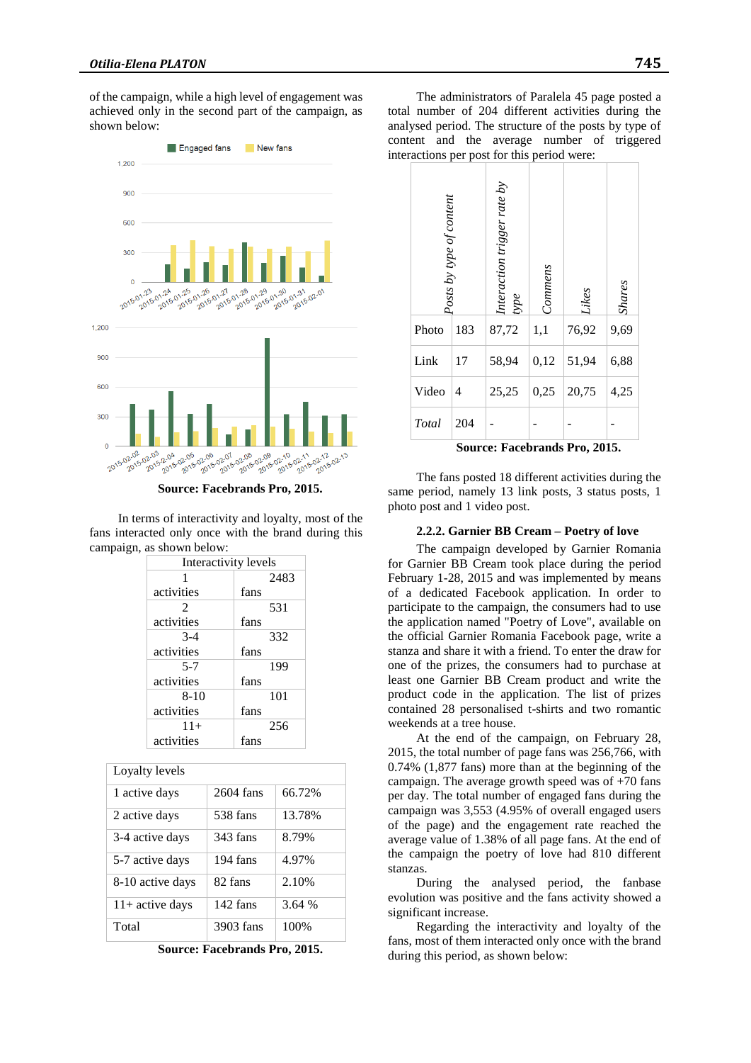of the campaign, while a high level of engagement was achieved only in the second part of the campaign, as shown below:

**Source: Facebrands Pro, 2015.**

In terms of interactivity and loyalty, most of the fans interacted only once with the brand during this campaign, as shown below:

| Interactivity levels | |
|---|---|
| 1 activities | 2483 fans |
| 2 activities | 531 fans |
| 3-4 activities | 332 fans |
| 5-7 activities | 199 fans |
| 8-10 activities | 101 fans |
| 11+ activities | 256 fans |

| Loyalty levels | | |
|---|---|---|
| 1 active days | 2604 fans | 66.72% |
| 2 active days | 538 fans | 13.78% |
| 3-4 active days | 343 fans | 8.79% |
| 5-7 active days | 194 fans | 4.97% |
| 8-10 active days | 82 fans | 2.10% |
| 11+ active days | 142 fans | 3.64 % |
| Total | 3903 fans | 100% |

**Source: Facebrands Pro, 2015.**

The administrators of Paralela 45 page posted a total number of 204 different activities during the analysed period. The structure of the posts by type of content and the average number of triggered interactions per post for this period were:

| *Posts by type of content* | | *Interaction trigger rate by type* | *Commens* | *Likes* | *Shares* |
|---|---|---|---|---|---|
| Photo | 183 | 87,72 | 1,1 | 76,92 | 9,69 |
| Link | 17 | 58,94 | 0,12 | 51,94 | 6,88 |
| Video | 4 | 25,25 | 0,25 | 20,75 | 4,25 |
| *Total* | 204 | - | - | - | - |

**Source: Facebrands Pro, 2015.**

The fans posted 18 different activities during the same period, namely 13 link posts, 3 status posts, 1 photo post and 1 video post.

### 2.2.2. Garnier BB Cream – Poetry of love

The campaign developed by Garnier Romania for Garnier BB Cream took place during the period February 1-28, 2015 and was implemented by means of a dedicated Facebook application. In order to participate to the campaign, the consumers had to use the application named "Poetry of Love", available on the official Garnier Romania Facebook page, write a stanza and share it with a friend. To enter the draw for one of the prizes, the consumers had to purchase at least one Garnier BB Cream product and write the product code in the application. The list of prizes contained 28 personalised t-shirts and two romantic weekends at a tree house.

At the end of the campaign, on February 28, 2015, the total number of page fans was 256,766, with 0.74% (1,877 fans) more than at the beginning of the campaign. The average growth speed was of +70 fans per day. The total number of engaged fans during the campaign was 3,553 (4.95% of overall engaged users of the page) and the engagement rate reached the average value of 1.38% of all page fans. At the end of the campaign the poetry of love had 810 different stanzas.

During the analysed period, the fanbase evolution was positive and the fans activity showed a significant increase.

Regarding the interactivity and loyalty of the fans, most of them interacted only once with the brand during this period, as shown below: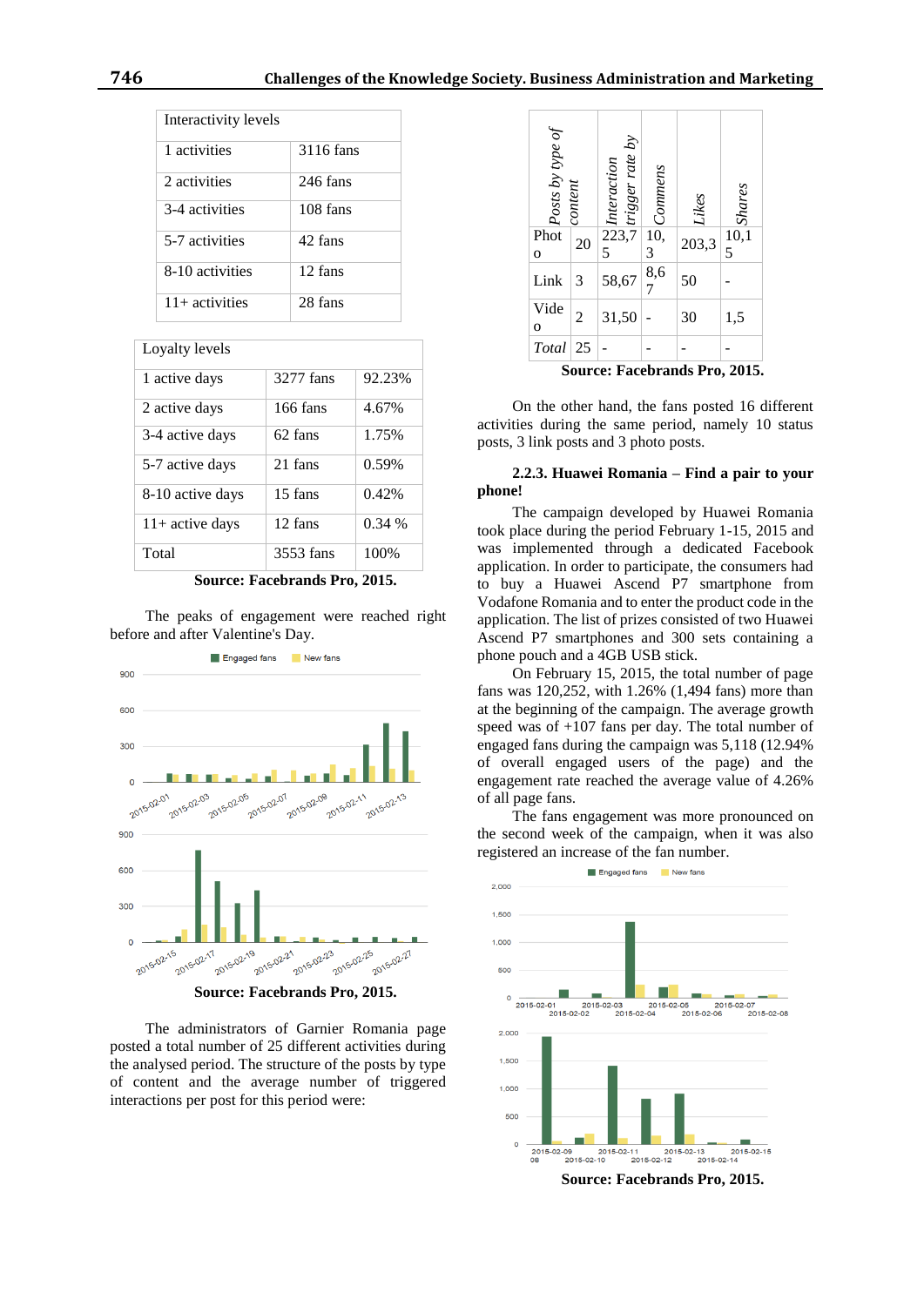| Interactivity levels | |
|---|---|
| 1 activities | 3116 fans |
| 2 activities | 246 fans |
| 3-4 activities | 108 fans |
| 5-7 activities | 42 fans |
| 8-10 activities | 12 fans |
| 11+ activities | 28 fans |

| Loyalty levels | | |
|---|---|---|
| 1 active days | 3277 fans | 92.23% |
| 2 active days | 166 fans | 4.67% |
| 3-4 active days | 62 fans | 1.75% |
| 5-7 active days | 21 fans | 0.59% |
| 8-10 active days | 15 fans | 0.42% |
| 11+ active days | 12 fans | 0.34 % |
| Total | 3553 fans | 100% |

**Source: Facebrands Pro, 2015.**

The peaks of engagement were reached right before and after Valentine's Day.

**Source: Facebrands Pro, 2015.**

The administrators of Garnier Romania page posted a total number of 25 different activities during the analysed period. The structure of the posts by type of content and the average number of triggered interactions per post for this period were:

| *Posts by type of content* | | *Interaction trigger rate by* | *Commens* | *Likes* | *Shares* |
|---|---|---|---|---|---|
| Photo | 20 | 223,75 | 10,3 | 203,3 | 10,15 |
| Link | 3 | 58,67 | 8,67 | 50 | - |
| Video | 2 | 31,50 | - | 30 | 1,5 |
| *Total* | 25 | - | - | - | - |

**Source: Facebrands Pro, 2015.**

On the other hand, the fans posted 16 different activities during the same period, namely 10 status posts, 3 link posts and 3 photo posts.

### 2.2.3. Huawei Romania – Find a pair to your phone!

The campaign developed by Huawei Romania took place during the period February 1-15, 2015 and was implemented through a dedicated Facebook application. In order to participate, the consumers had to buy a Huawei Ascend P7 smartphone from Vodafone Romania and to enter the product code in the application. The list of prizes consisted of two Huawei Ascend P7 smartphones and 300 sets containing a phone pouch and a 4GB USB stick.

On February 15, 2015, the total number of page fans was 120,252, with 1.26% (1,494 fans) more than at the beginning of the campaign. The average growth speed was of +107 fans per day. The total number of engaged fans during the campaign was 5,118 (12.94% of overall engaged users of the page) and the engagement rate reached the average value of 4.26% of all page fans.

The fans engagement was more pronounced on the second week of the campaign, when it was also registered an increase of the fan number.

**Source: Facebrands Pro, 2015.**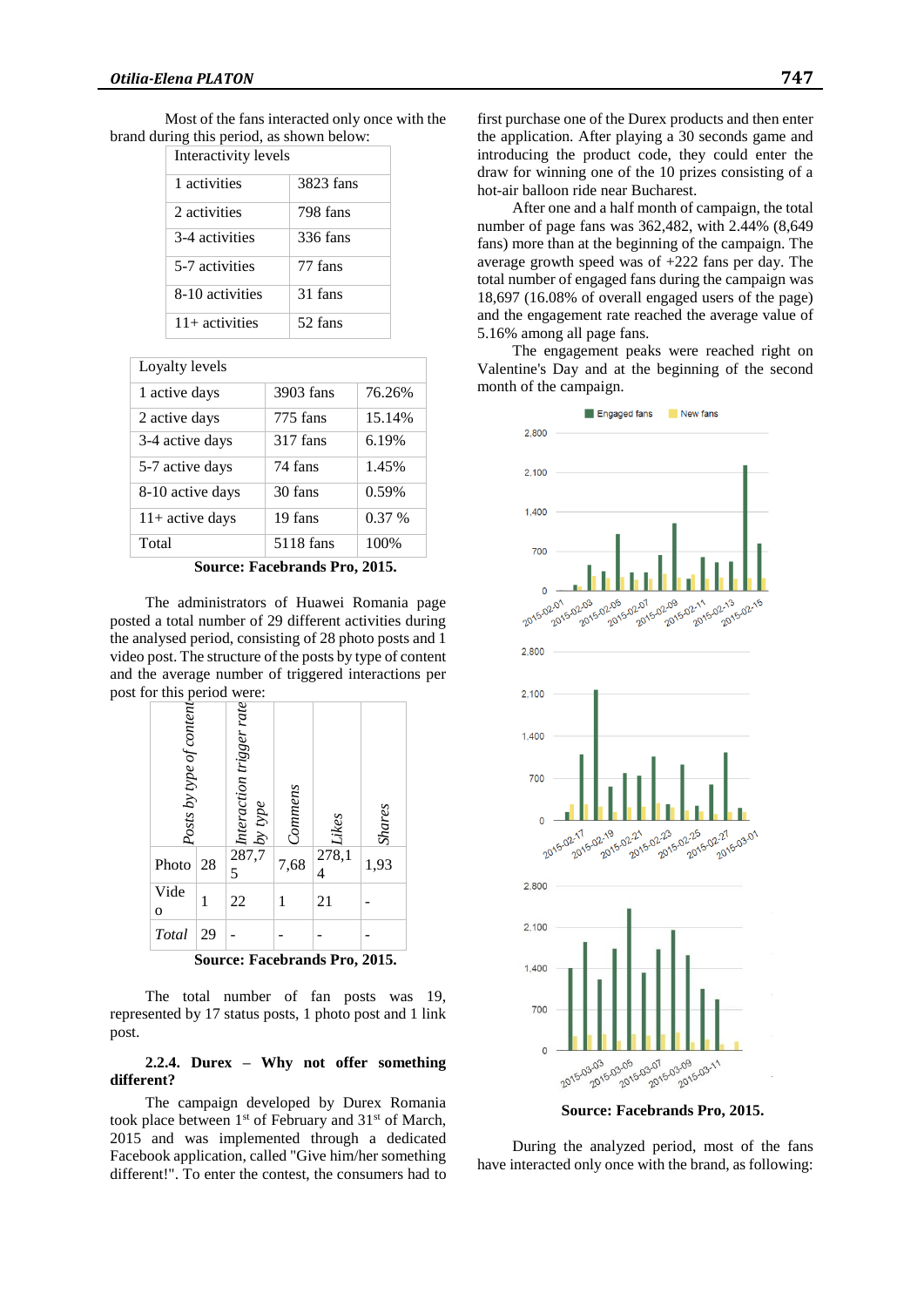Most of the fans interacted only once with the brand during this period, as shown below:

| Interactivity levels | |
|---|---|
| 1 activities | 3823 fans |
| 2 activities | 798 fans |
| 3-4 activities | 336 fans |
| 5-7 activities | 77 fans |
| 8-10 activities | 31 fans |
| 11+ activities | 52 fans |

| Loyalty levels | | |
|---|---|---|
| 1 active days | 3903 fans | 76.26% |
| 2 active days | 775 fans | 15.14% |
| 3-4 active days | 317 fans | 6.19% |
| 5-7 active days | 74 fans | 1.45% |
| 8-10 active days | 30 fans | 0.59% |
| 11+ active days | 19 fans | 0.37 % |
| Total | 5118 fans | 100% |

**Source: Facebrands Pro, 2015.**

The administrators of Huawei Romania page posted a total number of 29 different activities during the analysed period, consisting of 28 photo posts and 1 video post. The structure of the posts by type of content and the average number of triggered interactions per post for this period were:

| *Posts by type of content* | | *Interaction trigger rate by type* | *Commens* | *Likes* | *Shares* |
|---|---|---|---|---|---|
| Photo | 28 | 287,75 | 7,68 | 278,14 | 1,93 |
| Video | 1 | 22 | 1 | 21 | - |
| *Total* | 29 | - | - | - | - |

**Source: Facebrands Pro, 2015.**

The total number of fan posts was 19, represented by 17 status posts, 1 photo post and 1 link post.

### 2.2.4. Durex – Why not offer something different?

The campaign developed by Durex Romania took place between 1st of February and 31st of March, 2015 and was implemented through a dedicated Facebook application, called "Give him/her something different!". To enter the contest, the consumers had to first purchase one of the Durex products and then enter the application. After playing a 30 seconds game and introducing the product code, they could enter the draw for winning one of the 10 prizes consisting of a hot-air balloon ride near Bucharest.

After one and a half month of campaign, the total number of page fans was 362,482, with 2.44% (8,649 fans) more than at the beginning of the campaign. The average growth speed was of +222 fans per day. The total number of engaged fans during the campaign was 18,697 (16.08% of overall engaged users of the page) and the engagement rate reached the average value of 5.16% among all page fans.

The engagement peaks were reached right on Valentine's Day and at the beginning of the second month of the campaign.

**Source: Facebrands Pro, 2015.**

During the analyzed period, most of the fans have interacted only once with the brand, as following: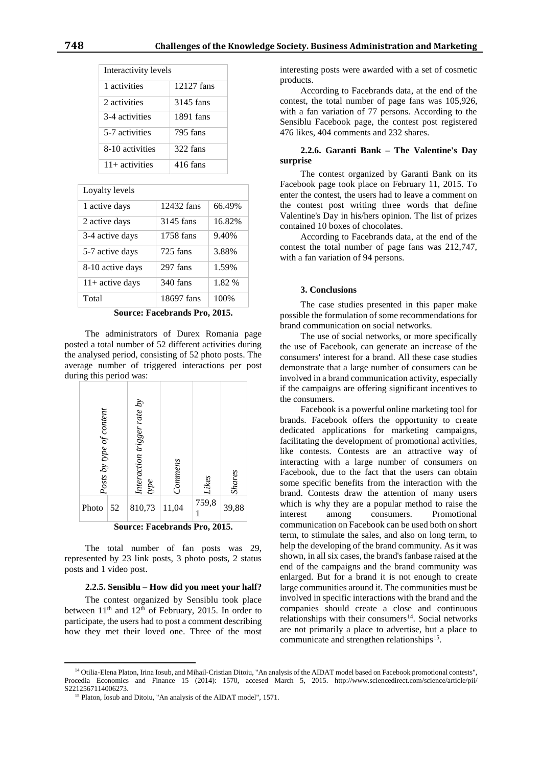| Interactivity levels | |
|---|---|
| 1 activities | 12127 fans |
| 2 activities | 3145 fans |
| 3-4 activities | 1891 fans |
| 5-7 activities | 795 fans |
| 8-10 activities | 322 fans |
| 11+ activities | 416 fans |

| Loyalty levels | | |
|---|---|---|
| 1 active days | 12432 fans | 66.49% |
| 2 active days | 3145 fans | 16.82% |
| 3-4 active days | 1758 fans | 9.40% |
| 5-7 active days | 725 fans | 3.88% |
| 8-10 active days | 297 fans | 1.59% |
| 11+ active days | 340 fans | 1.82 % |
| Total | 18697 fans | 100% |

**Source: Facebrands Pro, 2015.**

The administrators of Durex Romania page posted a total number of 52 different activities during the analysed period, consisting of 52 photo posts. The average number of triggered interactions per post during this period was:

| *Posts by type of content* | | *Interaction trigger rate by type* | *Commens* | *Likes* | *Shares* |
|---|---|---|---|---|---|
| Photo | 52 | 810,73 | 11,04 | 759,81 | 39,88 |

**Source: Facebrands Pro, 2015.**

The total number of fan posts was 29, represented by 23 link posts, 3 photo posts, 2 status posts and 1 video post.

#### 2.2.5. Sensiblu – How did you meet your half?

The contest organized by Sensiblu took place between 11th and 12th of February, 2015. In order to participate, the users had to post a comment describing how they met their loved one. Three of the most interesting posts were awarded with a set of cosmetic products.

According to Facebrands data, at the end of the contest, the total number of page fans was 105,926, with a fan variation of 77 persons. According to the Sensiblu Facebook page, the contest post registered 476 likes, 404 comments and 232 shares.

#### 2.2.6. Garanti Bank – The Valentine's Day surprise

The contest organized by Garanti Bank on its Facebook page took place on February 11, 2015. To enter the contest, the users had to leave a comment on the contest post writing three words that define Valentine's Day in his/hers opinion. The list of prizes contained 10 boxes of chocolates.

According to Facebrands data, at the end of the contest the total number of page fans was 212,747, with a fan variation of 94 persons.

### 3. Conclusions

The case studies presented in this paper make possible the formulation of some recommendations for brand communication on social networks.

The use of social networks, or more specifically the use of Facebook, can generate an increase of the consumers' interest for a brand. All these case studies demonstrate that a large number of consumers can be involved in a brand communication activity, especially if the campaigns are offering significant incentives to the consumers.

Facebook is a powerful online marketing tool for brands. Facebook offers the opportunity to create dedicated applications for marketing campaigns, facilitating the development of promotional activities, like contests. Contests are an attractive way of interacting with a large number of consumers on Facebook, due to the fact that the users can obtain some specific benefits from the interaction with the brand. Contests draw the attention of many users which is why they are a popular method to raise the interest among consumers. Promotional communication on Facebook can be used both on short term, to stimulate the sales, and also on long term, to help the developing of the brand community. As it was shown, in all six cases, the brand's fanbase raised at the end of the campaigns and the brand community was enlarged. But for a brand it is not enough to create large communities around it. The communities must be involved in specific interactions with the brand and the companies should create a close and continuous relationships with their consumers[14]. Social networks are not primarily a place to advertise, but a place to communicate and strengthen relationships[15].

---

[14] Otilia-Elena Platon, Irina Iosub, and Mihail-Cristian Ditoiu, "An analysis of the AIDAT model based on Facebook promotional contests", Procedia Economics and Finance 15 (2014): 1570, accesed March 5, 2015. http://www.sciencedirect.com/science/article/pii/S2212567114006273.

[15] Platon, Iosub and Ditoiu, "An analysis of the AIDAT model", 1571.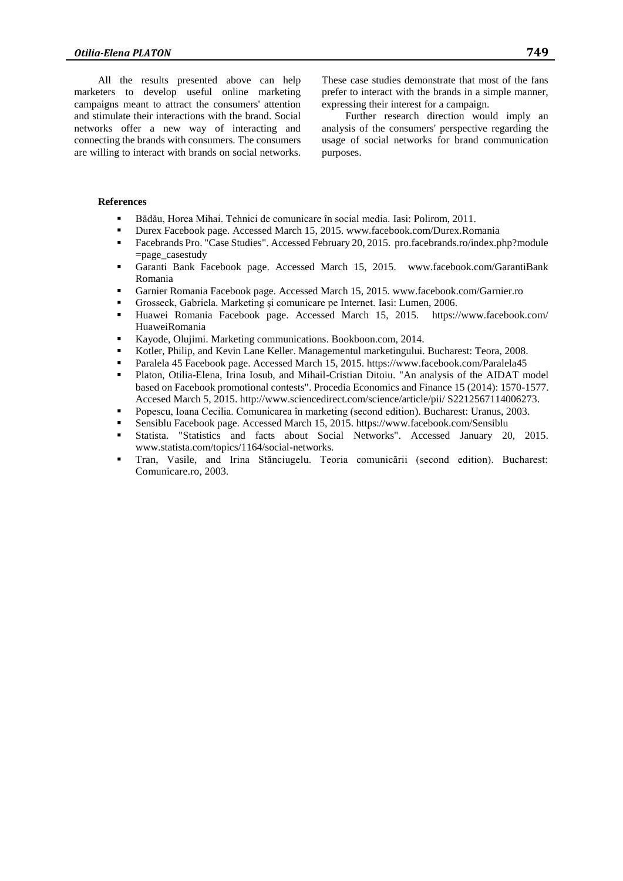All the results presented above can help marketers to develop useful online marketing campaigns meant to attract the consumers' attention and stimulate their interactions with the brand. Social networks offer a new way of interacting and connecting the brands with consumers. The consumers are willing to interact with brands on social networks. These case studies demonstrate that most of the fans prefer to interact with the brands in a simple manner, expressing their interest for a campaign.

Further research direction would imply an analysis of the consumers' perspective regarding the usage of social networks for brand communication purposes.

**References**

- Bădău, Horea Mihai. Tehnici de comunicare în social media. Iasi: Polirom, 2011.
- Durex Facebook page. Accessed March 15, 2015. www.facebook.com/Durex.Romania
- Facebrands Pro. "Case Studies". Accessed February 20, 2015. pro.facebrands.ro/index.php?module =page_casestudy
- Garanti Bank Facebook page. Accessed March 15, 2015. www.facebook.com/GarantiBank Romania
- Garnier Romania Facebook page. Accessed March 15, 2015. www.facebook.com/Garnier.ro
- Grosseck, Gabriela. Marketing şi comunicare pe Internet. Iasi: Lumen, 2006.
- Huawei Romania Facebook page. Accessed March 15, 2015. https://www.facebook.com/ HuaweiRomania
- Kayode, Olujimi. Marketing communications. Bookboon.com, 2014.
- Kotler, Philip, and Kevin Lane Keller. Managementul marketingului. Bucharest: Teora, 2008.
- Paralela 45 Facebook page. Accessed March 15, 2015. https://www.facebook.com/Paralela45
- Platon, Otilia-Elena, Irina Iosub, and Mihail-Cristian Ditoiu. "An analysis of the AIDAT model based on Facebook promotional contests". Procedia Economics and Finance 15 (2014): 1570-1577. Accesed March 5, 2015. http://www.sciencedirect.com/science/article/pii/ S2212567114006273.
- Popescu, Ioana Cecilia. Comunicarea în marketing (second edition). Bucharest: Uranus, 2003.
- Sensiblu Facebook page. Accessed March 15, 2015. https://www.facebook.com/Sensiblu
- Statista. "Statistics and facts about Social Networks". Accessed January 20, 2015. www.statista.com/topics/1164/social-networks.
- Tran, Vasile, and Irina Stănciugelu. Teoria comunicării (second edition). Bucharest: Comunicare.ro, 2003.